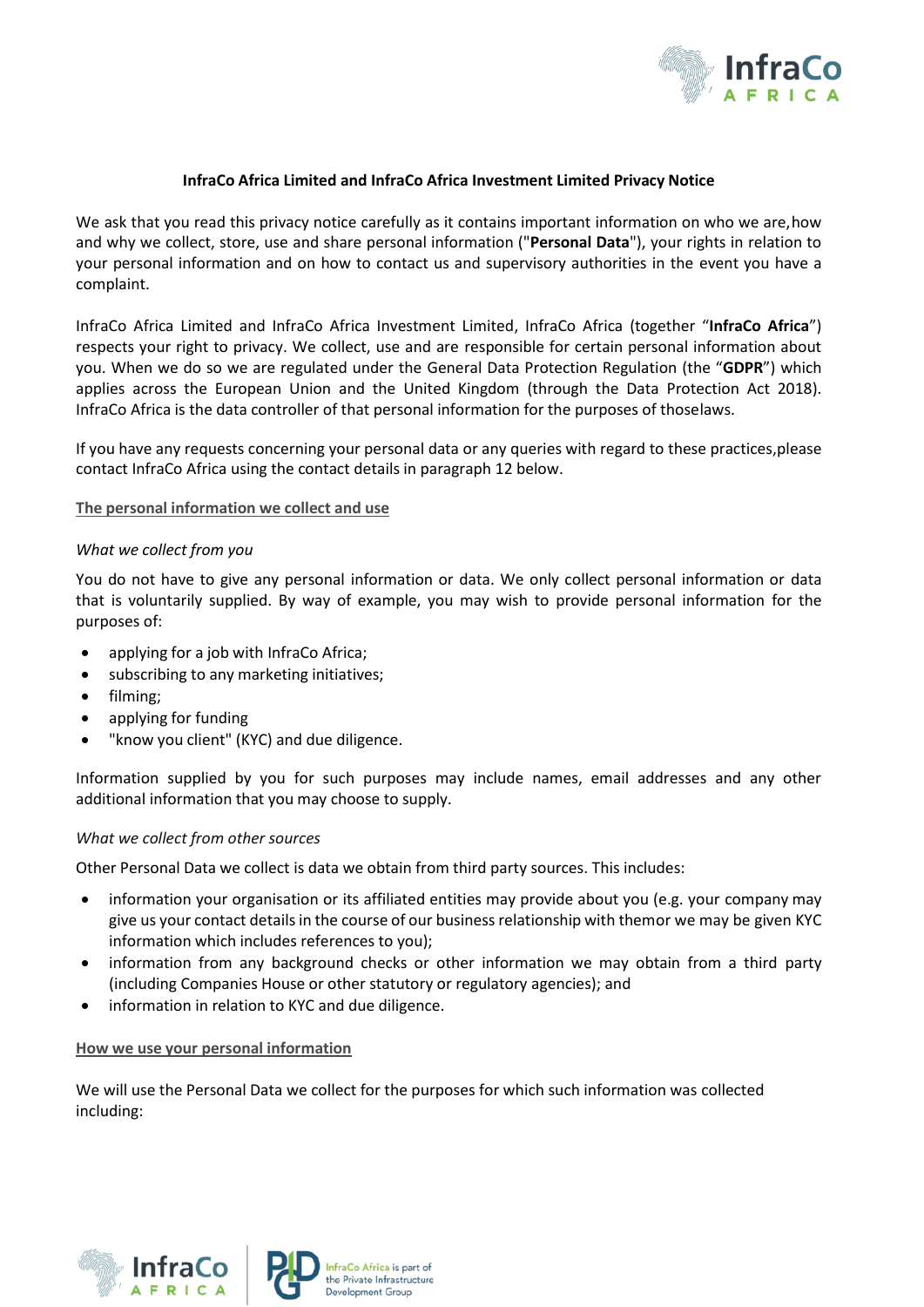# InfraCo Africa Limited and InfraCo Africa Investment Limited Privacy Notice

We ask that you read this privacy notice carefully as it contains important information on who we are, how and why we collect, store, use and share personal information ("**Personal Data**"), your rights in relation to your personal information and on how to contact us and supervisory authorities in the event you have a complaint.

InfraCo Africa Limited and InfraCo Africa Investment Limited, InfraCo Africa (together "**InfraCo Africa**") respects your right to privacy. We collect, use and are responsible for certain personal information about you. When we do so we are regulated under the General Data Protection Regulation (the "**GDPR**") which applies across the European Union and the United Kingdom (through the Data Protection Act 2018). InfraCo Africa is the data controller of that personal information for the purposes of those laws.

If you have any requests concerning your personal data or any queries with regard to these practices, please contact InfraCo Africa using the contact details in paragraph 12 below.

## The personal information we collect and use

### *What we collect from you*

You do not have to give any personal information or data. We only collect personal information or data that is voluntarily supplied. By way of example, you may wish to provide personal information for the purposes of:

- applying for a job with InfraCo Africa;
- subscribing to any marketing initiatives;
- filming;
- applying for funding
- "know you client" (KYC) and due diligence.

Information supplied by you for such purposes may include names, email addresses and any other additional information that you may choose to supply.

### *What we collect from other sources*

Other Personal Data we collect is data we obtain from third party sources. This includes:

- information your organisation or its affiliated entities may provide about you (e.g. your company may give us your contact details in the course of our business relationship with them or we may be given KYC information which includes references to you);
- information from any background checks or other information we may obtain from a third party (including Companies House or other statutory or regulatory agencies); and
- information in relation to KYC and due diligence.

## How we use your personal information

We will use the Personal Data we collect for the purposes for which such information was collected including: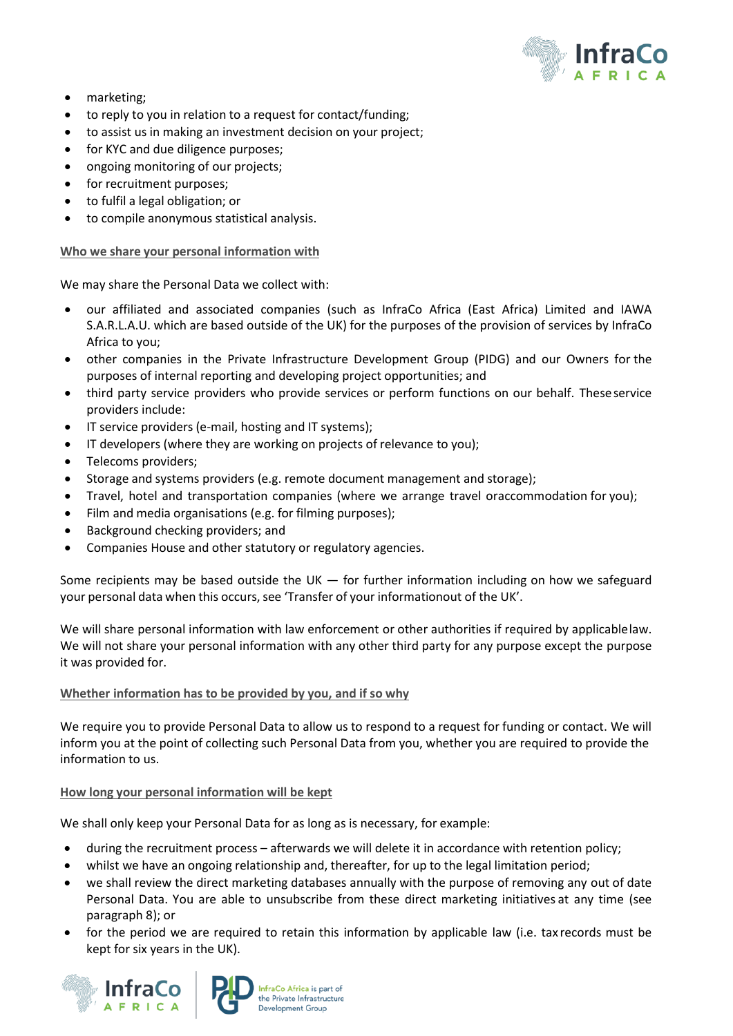- marketing;
- to reply to you in relation to a request for contact/funding;
- to assist us in making an investment decision on your project;
- for KYC and due diligence purposes;
- ongoing monitoring of our projects;
- for recruitment purposes;
- to fulfil a legal obligation; or
- to compile anonymous statistical analysis.

**Who we share your personal information with**

We may share the Personal Data we collect with:

- our affiliated and associated companies (such as InfraCo Africa (East Africa) Limited and IAWA S.A.R.L.A.U. which are based outside of the UK) for the purposes of the provision of services by InfraCo Africa to you;
- other companies in the Private Infrastructure Development Group (PIDG) and our Owners for the purposes of internal reporting and developing project opportunities; and
- third party service providers who provide services or perform functions on our behalf. These service providers include:
- IT service providers (e-mail, hosting and IT systems);
- IT developers (where they are working on projects of relevance to you);
- Telecoms providers;
- Storage and systems providers (e.g. remote document management and storage);
- Travel, hotel and transportation companies (where we arrange travel or accommodation for you);
- Film and media organisations (e.g. for filming purposes);
- Background checking providers; and
- Companies House and other statutory or regulatory agencies.

Some recipients may be based outside the UK — for further information including on how we safeguard your personal data when this occurs, see 'Transfer of your information out of the UK'.

We will share personal information with law enforcement or other authorities if required by applicable law. We will not share your personal information with any other third party for any purpose except the purpose it was provided for.

**Whether information has to be provided by you, and if so why**

We require you to provide Personal Data to allow us to respond to a request for funding or contact. We will inform you at the point of collecting such Personal Data from you, whether you are required to provide the information to us.

**How long your personal information will be kept**

We shall only keep your Personal Data for as long as is necessary, for example:

- during the recruitment process – afterwards we will delete it in accordance with retention policy;
- whilst we have an ongoing relationship and, thereafter, for up to the legal limitation period;
- we shall review the direct marketing databases annually with the purpose of removing any out of date Personal Data. You are able to unsubscribe from these direct marketing initiatives at any time (see paragraph 8); or
- for the period we are required to retain this information by applicable law (i.e. tax records must be kept for six years in the UK).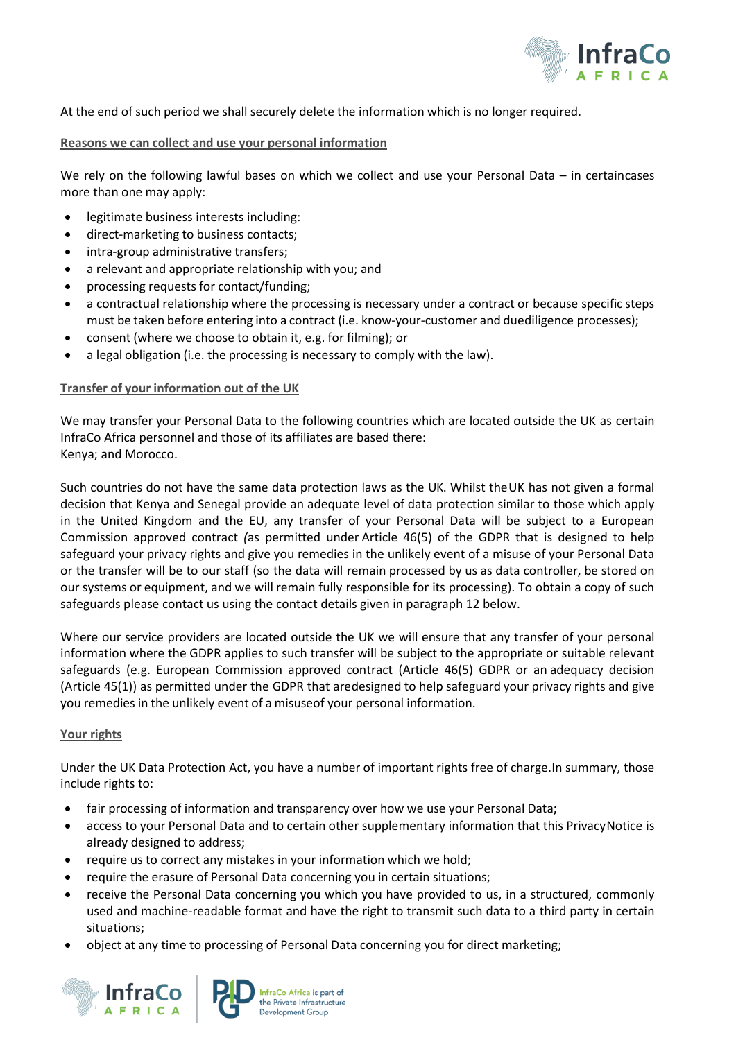At the end of such period we shall securely delete the information which is no longer required.

**Reasons we can collect and use your personal information**

We rely on the following lawful bases on which we collect and use your Personal Data – in certaincases more than one may apply:

- legitimate business interests including:
- direct-marketing to business contacts;
- intra-group administrative transfers;
- a relevant and appropriate relationship with you; and
- processing requests for contact/funding;
- a contractual relationship where the processing is necessary under a contract or because specific steps must be taken before entering into a contract (i.e. know-your-customer and duediligence processes);
- consent (where we choose to obtain it, e.g. for filming); or
- a legal obligation (i.e. the processing is necessary to comply with the law).

**Transfer of your information out of the UK**

We may transfer your Personal Data to the following countries which are located outside the UK as certain InfraCo Africa personnel and those of its affiliates are based there:
Kenya; and Morocco.

Such countries do not have the same data protection laws as the UK. Whilst theUK has not given a formal decision that Kenya and Senegal provide an adequate level of data protection similar to those which apply in the United Kingdom and the EU, any transfer of your Personal Data will be subject to a European Commission approved contract *(*as permitted under Article 46(5) of the GDPR that is designed to help safeguard your privacy rights and give you remedies in the unlikely event of a misuse of your Personal Data or the transfer will be to our staff (so the data will remain processed by us as data controller, be stored on our systems or equipment, and we will remain fully responsible for its processing). To obtain a copy of such safeguards please contact us using the contact details given in paragraph 12 below.

Where our service providers are located outside the UK we will ensure that any transfer of your personal information where the GDPR applies to such transfer will be subject to the appropriate or suitable relevant safeguards (e.g. European Commission approved contract (Article 46(5) GDPR or an adequacy decision (Article 45(1)) as permitted under the GDPR that aredesigned to help safeguard your privacy rights and give you remedies in the unlikely event of a misuseof your personal information.

**Your rights**

Under the UK Data Protection Act, you have a number of important rights free of charge.In summary, those include rights to:

- fair processing of information and transparency over how we use your Personal Data**;**
- access to your Personal Data and to certain other supplementary information that this PrivacyNotice is already designed to address;
- require us to correct any mistakes in your information which we hold;
- require the erasure of Personal Data concerning you in certain situations;
- receive the Personal Data concerning you which you have provided to us, in a structured, commonly used and machine-readable format and have the right to transmit such data to a third party in certain situations;
- object at any time to processing of Personal Data concerning you for direct marketing;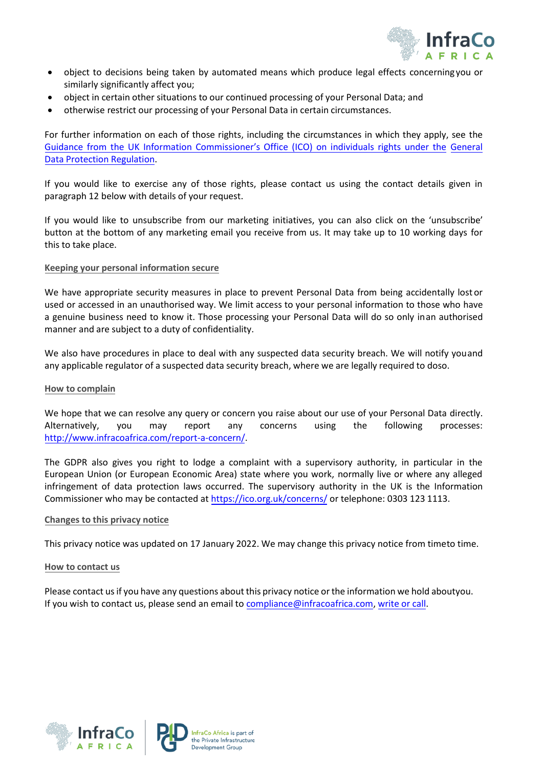- object to decisions being taken by automated means which produce legal effects concerning you or similarly significantly affect you;
- object in certain other situations to our continued processing of your Personal Data; and
- otherwise restrict our processing of your Personal Data in certain circumstances.

For further information on each of those rights, including the circumstances in which they apply, see the Guidance from the UK Information Commissioner's Office (ICO) on individuals rights under the General Data Protection Regulation.

If you would like to exercise any of those rights, please contact us using the contact details given in paragraph 12 below with details of your request.

If you would like to unsubscribe from our marketing initiatives, you can also click on the 'unsubscribe' button at the bottom of any marketing email you receive from us. It may take up to 10 working days for this to take place.

## Keeping your personal information secure

We have appropriate security measures in place to prevent Personal Data from being accidentally lost or used or accessed in an unauthorised way. We limit access to your personal information to those who have a genuine business need to know it. Those processing your Personal Data will do so only in an authorised manner and are subject to a duty of confidentiality.

We also have procedures in place to deal with any suspected data security breach. We will notify you and any applicable regulator of a suspected data security breach, where we are legally required to do so.

## How to complain

We hope that we can resolve any query or concern you raise about our use of your Personal Data directly. Alternatively, you may report any concerns using the following processes: http://www.infracoafrica.com/report-a-concern/.

The GDPR also gives you right to lodge a complaint with a supervisory authority, in particular in the European Union (or European Economic Area) state where you work, normally live or where any alleged infringement of data protection laws occurred. The supervisory authority in the UK is the Information Commissioner who may be contacted at https://ico.org.uk/concerns/ or telephone: 0303 123 1113.

## Changes to this privacy notice

This privacy notice was updated on 17 January 2022. We may change this privacy notice from time to time.

## How to contact us

Please contact us if you have any questions about this privacy notice or the information we hold about you. If you wish to contact us, please send an email to compliance@infracoafrica.com, write or call.

InfraCo Africa is part of the Private Infrastructure Development Group